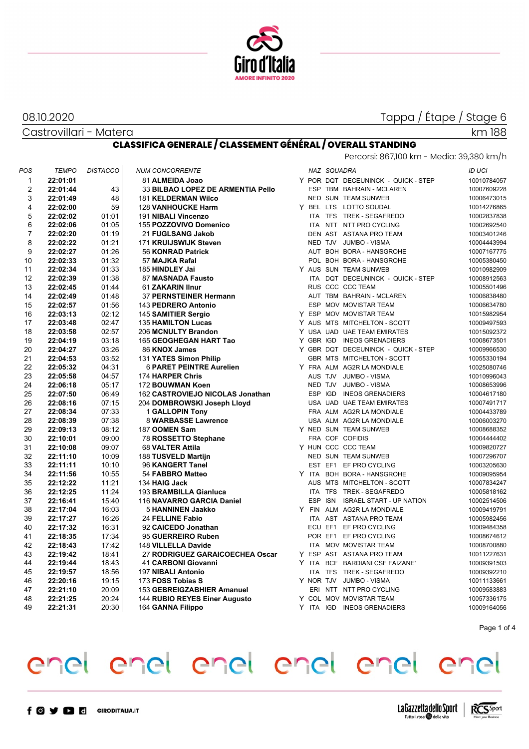08.10.2020

Castrovillari - Matera

Tappa / Étape / Stage 6

km 188

## CLASSIFICA GENERALE / CLASSEMENT GÉNÉRAL / OVERALL STANDING

Percorsi: 867,100 km - Media: 39,380 km/h

| POS | TEMPO | DISTACCO | NUM | CONCORRENTE | | NAZ | SQUADRA | | ID UCI |
|---|---|---|---|---|---|---|---|---|---|
| 1 | **22:01:01** | | 81 | **ALMEIDA Joao** | Y | POR | DQT | DECEUNINCK - QUICK - STEP | 10010784057 |
| 2 | **22:01:44** | 43 | 33 | **BILBAO LOPEZ DE ARMENTIA Pello** | | ESP | TBM | BAHRAIN - MCLAREN | 10007609228 |
| 3 | **22:01:49** | 48 | 181 | **KELDERMAN Wilco** | | NED | SUN | TEAM SUNWEB | 10006473015 |
| 4 | **22:02:00** | 59 | 128 | **VANHOUCKE Harm** | Y | BEL | LTS | LOTTO SOUDAL | 10014276865 |
| 5 | **22:02:02** | 01:01 | 191 | **NIBALI Vincenzo** | | ITA | TFS | TREK - SEGAFREDO | 10002837838 |
| 6 | **22:02:06** | 01:05 | 155 | **POZZOVIVO Domenico** | | ITA | NTT | NTT PRO CYCLING | 10002692540 |
| 7 | **22:02:20** | 01:19 | 21 | **FUGLSANG Jakob** | | DEN | AST | ASTANA PRO TEAM | 10003401246 |
| 8 | **22:02:22** | 01:21 | 171 | **KRUIJSWIJK Steven** | | NED | TJV | JUMBO - VISMA | 10004443994 |
| 9 | **22:02:27** | 01:26 | 56 | **KONRAD Patrick** | | AUT | BOH | BORA - HANSGROHE | 10007167775 |
| 10 | **22:02:33** | 01:32 | 57 | **MAJKA Rafal** | | POL | BOH | BORA - HANSGROHE | 10005380450 |
| 11 | **22:02:34** | 01:33 | 185 | **HINDLEY Jai** | Y | AUS | SUN | TEAM SUNWEB | 10010982909 |
| 12 | **22:02:39** | 01:38 | 87 | **MASNADA Fausto** | | ITA | DQT | DECEUNINCK - QUICK - STEP | 10008912563 |
| 13 | **22:02:45** | 01:44 | 61 | **ZAKARIN Ilnur** | | RUS | CCC | CCC TEAM | 10005501496 |
| 14 | **22:02:49** | 01:48 | 37 | **PERNSTEINER Hermann** | | AUT | TBM | BAHRAIN - MCLAREN | 10006838480 |
| 15 | **22:02:57** | 01:56 | 143 | **PEDRERO Antonio** | | ESP | MOV | MOVISTAR TEAM | 10006634780 |
| 16 | **22:03:13** | 02:12 | 145 | **SAMITIER Sergio** | Y | ESP | MOV | MOVISTAR TEAM | 10015982954 |
| 17 | **22:03:48** | 02:47 | 135 | **HAMILTON Lucas** | Y | AUS | MTS | MITCHELTON - SCOTT | 10009497593 |
| 18 | **22:03:58** | 02:57 | 206 | **MCNULTY Brandon** | Y | USA | UAD | UAE TEAM EMIRATES | 10015092372 |
| 19 | **22:04:19** | 03:18 | 165 | **GEOGHEGAN HART Tao** | Y | GBR | IGD | INEOS GRENADIERS | 10008673501 |
| 20 | **22:04:27** | 03:26 | 86 | **KNOX James** | Y | GBR | DQT | DECEUNINCK - QUICK - STEP | 10009966530 |
| 21 | **22:04:53** | 03:52 | 131 | **YATES Simon Philip** | | GBR | MTS | MITCHELTON - SCOTT | 10055330194 |
| 22 | **22:05:32** | 04:31 | 6 | **PARET PEINTRE Aurelien** | Y | FRA | ALM | AG2R LA MONDIALE | 10025080746 |
| 23 | **22:05:58** | 04:57 | 174 | **HARPER Chris** | | AUS | TJV | JUMBO - VISMA | 10010996043 |
| 24 | **22:06:18** | 05:17 | 172 | **BOUWMAN Koen** | | NED | TJV | JUMBO - VISMA | 10008653996 |
| 25 | **22:07:50** | 06:49 | 162 | **CASTROVIEJO NICOLAS Jonathan** | | ESP | IGD | INEOS GRENADIERS | 10004617180 |
| 26 | **22:08:16** | 07:15 | 204 | **DOMBROWSKI Joseph Lloyd** | | USA | UAD | UAE TEAM EMIRATES | 10007491717 |
| 27 | **22:08:34** | 07:33 | 1 | **GALLOPIN Tony** | | FRA | ALM | AG2R LA MONDIALE | 10004433789 |
| 28 | **22:08:39** | 07:38 | 8 | **WARBASSE Lawrence** | | USA | ALM | AG2R LA MONDIALE | 10006003270 |
| 29 | **22:09:13** | 08:12 | 187 | **OOMEN Sam** | Y | NED | SUN | TEAM SUNWEB | 10008688352 |
| 30 | **22:10:01** | 09:00 | 78 | **ROSSETTO Stephane** | | FRA | COF | COFIDIS | 10004444402 |
| 31 | **22:10:08** | 09:07 | 68 | **VALTER Attila** | Y | HUN | CCC | CCC TEAM | 10009820727 |
| 32 | **22:11:10** | 10:09 | 188 | **TUSVELD Martijn** | | NED | SUN | TEAM SUNWEB | 10007296707 |
| 33 | **22:11:11** | 10:10 | 96 | **KANGERT Tanel** | | EST | EF1 | EF PRO CYCLING | 10003205630 |
| 34 | **22:11:56** | 10:55 | 54 | **FABBRO Matteo** | Y | ITA | BOH | BORA - HANSGROHE | 10009095954 |
| 35 | **22:12:22** | 11:21 | 134 | **HAIG Jack** | | AUS | MTS | MITCHELTON - SCOTT | 10007834247 |
| 36 | **22:12:25** | 11:24 | 193 | **BRAMBILLA Gianluca** | | ITA | TFS | TREK - SEGAFREDO | 10005818162 |
| 37 | **22:16:41** | 15:40 | 116 | **NAVARRO GARCIA Daniel** | | ESP | ISN | ISRAEL START - UP NATION | 10002514506 |
| 38 | **22:17:04** | 16:03 | 5 | **HANNINEN Jaakko** | Y | FIN | ALM | AG2R LA MONDIALE | 10009419791 |
| 39 | **22:17:27** | 16:26 | 24 | **FELLINE Fabio** | | ITA | AST | ASTANA PRO TEAM | 10005982456 |
| 40 | **22:17:32** | 16:31 | 92 | **CAICEDO Jonathan** | | ECU | EF1 | EF PRO CYCLING | 10009484358 |
| 41 | **22:18:35** | 17:34 | 95 | **GUERREIRO Ruben** | | POR | EF1 | EF PRO CYCLING | 10008674612 |
| 42 | **22:18:43** | 17:42 | 148 | **VILLELLA Davide** | | ITA | MOV | MOVISTAR TEAM | 10008700880 |
| 43 | **22:19:42** | 18:41 | 27 | **RODRIGUEZ GARAICOECHEA Oscar** | Y | ESP | AST | ASTANA PRO TEAM | 10011227631 |
| 44 | **22:19:44** | 18:43 | 41 | **CARBONI Giovanni** | Y | ITA | BCF | BARDIANI CSF FAIZANE' | 10009391503 |
| 45 | **22:19:57** | 18:56 | 197 | **NIBALI Antonio** | | ITA | TFS | TREK - SEGAFREDO | 10009392210 |
| 46 | **22:20:16** | 19:15 | 173 | **FOSS Tobias S** | Y | NOR | TJV | JUMBO - VISMA | 10011133661 |
| 47 | **22:21:10** | 20:09 | 153 | **GEBREIGZABHIER Amanuel** | | ERI | NTT | NTT PRO CYCLING | 10009583883 |
| 48 | **22:21:25** | 20:24 | 144 | **RUBIO REYES Einer Augusto** | Y | COL | MOV | MOVISTAR TEAM | 10057336175 |
| 49 | **22:21:31** | 20:30 | 164 | **GANNA Filippo** | Y | ITA | IGD | INEOS GRENADIERS | 10009164056 |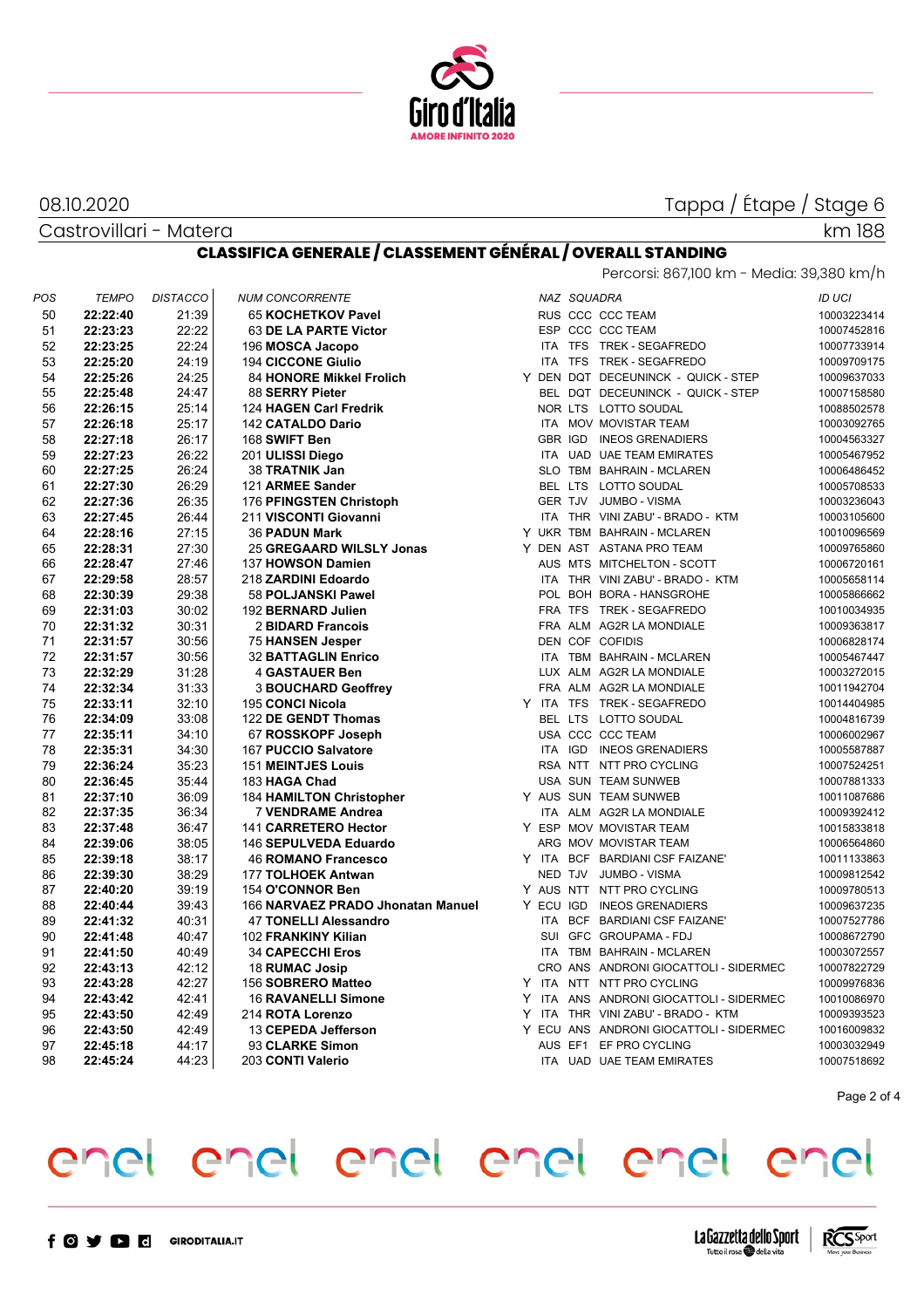08.10.2020

Castrovillari - Matera

Tappa / Étape / Stage 6

km 188

## CLASSIFICA GENERALE / CLASSEMENT GÉNÉRAL / OVERALL STANDING

Percorsi: 867,100 km - Media: 39,380 km/h

| POS | TEMPO | DISTACCO | NUM CONCORRENTE | | NAZ | SQUADRA | | ID UCI |
|---|---|---|---|---|---|---|---|---|
| 50 | **22:22:40** | 21:39 | 65 **KOCHETKOV Pavel** | | RUS | CCC | CCC TEAM | 10003223414 |
| 51 | **22:23:23** | 22:22 | 63 **DE LA PARTE Victor** | | ESP | CCC | CCC TEAM | 10007452816 |
| 52 | **22:23:25** | 22:24 | 196 **MOSCA Jacopo** | | ITA | TFS | TREK - SEGAFREDO | 10007733914 |
| 53 | **22:25:20** | 24:19 | 194 **CICCONE Giulio** | | ITA | TFS | TREK - SEGAFREDO | 10009709175 |
| 54 | **22:25:26** | 24:25 | 84 **HONORE Mikkel Frolich** | Y | DEN | DQT | DECEUNINCK - QUICK - STEP | 10009637033 |
| 55 | **22:25:48** | 24:47 | 88 **SERRY Pieter** | | BEL | DQT | DECEUNINCK - QUICK - STEP | 10007158580 |
| 56 | **22:26:15** | 25:14 | 124 **HAGEN Carl Fredrik** | | NOR | LTS | LOTTO SOUDAL | 10088502578 |
| 57 | **22:26:18** | 25:17 | 142 **CATALDO Dario** | | ITA | MOV | MOVISTAR TEAM | 10003092765 |
| 58 | **22:27:18** | 26:17 | 168 **SWIFT Ben** | | GBR | IGD | INEOS GRENADIERS | 10004563327 |
| 59 | **22:27:23** | 26:22 | 201 **ULISSI Diego** | | ITA | UAD | UAE TEAM EMIRATES | 10005467952 |
| 60 | **22:27:25** | 26:24 | 38 **TRATNIK Jan** | | SLO | TBM | BAHRAIN - MCLAREN | 10006486452 |
| 61 | **22:27:30** | 26:29 | 121 **ARMEE Sander** | | BEL | LTS | LOTTO SOUDAL | 10005708533 |
| 62 | **22:27:36** | 26:35 | 176 **PFINGSTEN Christoph** | | GER | TJV | JUMBO - VISMA | 10003236043 |
| 63 | **22:27:45** | 26:44 | 211 **VISCONTI Giovanni** | | ITA | THR | VINI ZABU' - BRADO - KTM | 10003105600 |
| 64 | **22:28:16** | 27:15 | 36 **PADUN Mark** | Y | UKR | TBM | BAHRAIN - MCLAREN | 10010096569 |
| 65 | **22:28:31** | 27:30 | 25 **GREGAARD WILSLY Jonas** | Y | DEN | AST | ASTANA PRO TEAM | 10009765860 |
| 66 | **22:28:47** | 27:46 | 137 **HOWSON Damien** | | AUS | MTS | MITCHELTON - SCOTT | 10006720161 |
| 67 | **22:29:58** | 28:57 | 218 **ZARDINI Edoardo** | | ITA | THR | VINI ZABU' - BRADO - KTM | 10005658114 |
| 68 | **22:30:39** | 29:38 | 58 **POLJANSKI Pawel** | | POL | BOH | BORA - HANSGROHE | 10005866662 |
| 69 | **22:31:03** | 30:02 | 192 **BERNARD Julien** | | FRA | TFS | TREK - SEGAFREDO | 10010034935 |
| 70 | **22:31:32** | 30:31 | 2 **BIDARD Francois** | | FRA | ALM | AG2R LA MONDIALE | 10009363817 |
| 71 | **22:31:57** | 30:56 | 75 **HANSEN Jesper** | | DEN | COF | COFIDIS | 10006828174 |
| 72 | **22:31:57** | 30:56 | 32 **BATTAGLIN Enrico** | | ITA | TBM | BAHRAIN - MCLAREN | 10005467447 |
| 73 | **22:32:29** | 31:28 | 4 **GASTAUER Ben** | | LUX | ALM | AG2R LA MONDIALE | 10003272015 |
| 74 | **22:32:34** | 31:33 | 3 **BOUCHARD Geoffrey** | | FRA | ALM | AG2R LA MONDIALE | 10011942704 |
| 75 | **22:33:11** | 32:10 | 195 **CONCI Nicola** | Y | ITA | TFS | TREK - SEGAFREDO | 10014404985 |
| 76 | **22:34:09** | 33:08 | 122 **DE GENDT Thomas** | | BEL | LTS | LOTTO SOUDAL | 10004816739 |
| 77 | **22:35:11** | 34:10 | 67 **ROSSKOPF Joseph** | | USA | CCC | CCC TEAM | 10006002967 |
| 78 | **22:35:31** | 34:30 | 167 **PUCCIO Salvatore** | | ITA | IGD | INEOS GRENADIERS | 10005587887 |
| 79 | **22:36:24** | 35:23 | 151 **MEINTJES Louis** | | RSA | NTT | NTT PRO CYCLING | 10007524251 |
| 80 | **22:36:45** | 35:44 | 183 **HAGA Chad** | | USA | SUN | TEAM SUNWEB | 10007881333 |
| 81 | **22:37:10** | 36:09 | 184 **HAMILTON Christopher** | Y | AUS | SUN | TEAM SUNWEB | 10011087686 |
| 82 | **22:37:35** | 36:34 | 7 **VENDRAME Andrea** | | ITA | ALM | AG2R LA MONDIALE | 10009392412 |
| 83 | **22:37:48** | 36:47 | 141 **CARRETERO Hector** | Y | ESP | MOV | MOVISTAR TEAM | 10015833818 |
| 84 | **22:39:06** | 38:05 | 146 **SEPULVEDA Eduardo** | | ARG | MOV | MOVISTAR TEAM | 10006564860 |
| 85 | **22:39:18** | 38:17 | 46 **ROMANO Francesco** | Y | ITA | BCF | BARDIANI CSF FAIZANE' | 10011133863 |
| 86 | **22:39:30** | 38:29 | 177 **TOLHOEK Antwan** | | NED | TJV | JUMBO - VISMA | 10009812542 |
| 87 | **22:40:20** | 39:19 | 154 **O'CONNOR Ben** | Y | AUS | NTT | NTT PRO CYCLING | 10009780513 |
| 88 | **22:40:44** | 39:43 | 166 **NARVAEZ PRADO Jhonatan Manuel** | Y | ECU | IGD | INEOS GRENADIERS | 10009637235 |
| 89 | **22:41:32** | 40:31 | 47 **TONELLI Alessandro** | | ITA | BCF | BARDIANI CSF FAIZANE' | 10007527786 |
| 90 | **22:41:48** | 40:47 | 102 **FRANKINY Kilian** | | SUI | GFC | GROUPAMA - FDJ | 10008672790 |
| 91 | **22:41:50** | 40:49 | 34 **CAPECCHI Eros** | | ITA | TBM | BAHRAIN - MCLAREN | 10003072557 |
| 92 | **22:43:13** | 42:12 | 18 **RUMAC Josip** | | CRO | ANS | ANDRONI GIOCATTOLI - SIDERMEC | 10007822729 |
| 93 | **22:43:28** | 42:27 | 156 **SOBRERO Matteo** | Y | ITA | NTT | NTT PRO CYCLING | 10009976836 |
| 94 | **22:43:42** | 42:41 | 16 **RAVANELLI Simone** | Y | ITA | ANS | ANDRONI GIOCATTOLI - SIDERMEC | 10010086970 |
| 95 | **22:43:50** | 42:49 | 214 **ROTA Lorenzo** | Y | ITA | THR | VINI ZABU' - BRADO - KTM | 10009393523 |
| 96 | **22:43:50** | 42:49 | 13 **CEPEDA Jefferson** | Y | ECU | ANS | ANDRONI GIOCATTOLI - SIDERMEC | 10016009832 |
| 97 | **22:45:18** | 44:17 | 93 **CLARKE Simon** | | AUS | EF1 | EF PRO CYCLING | 10003032949 |
| 98 | **22:45:24** | 44:23 | 203 **CONTI Valerio** | | ITA | UAD | UAE TEAM EMIRATES | 10007518692 |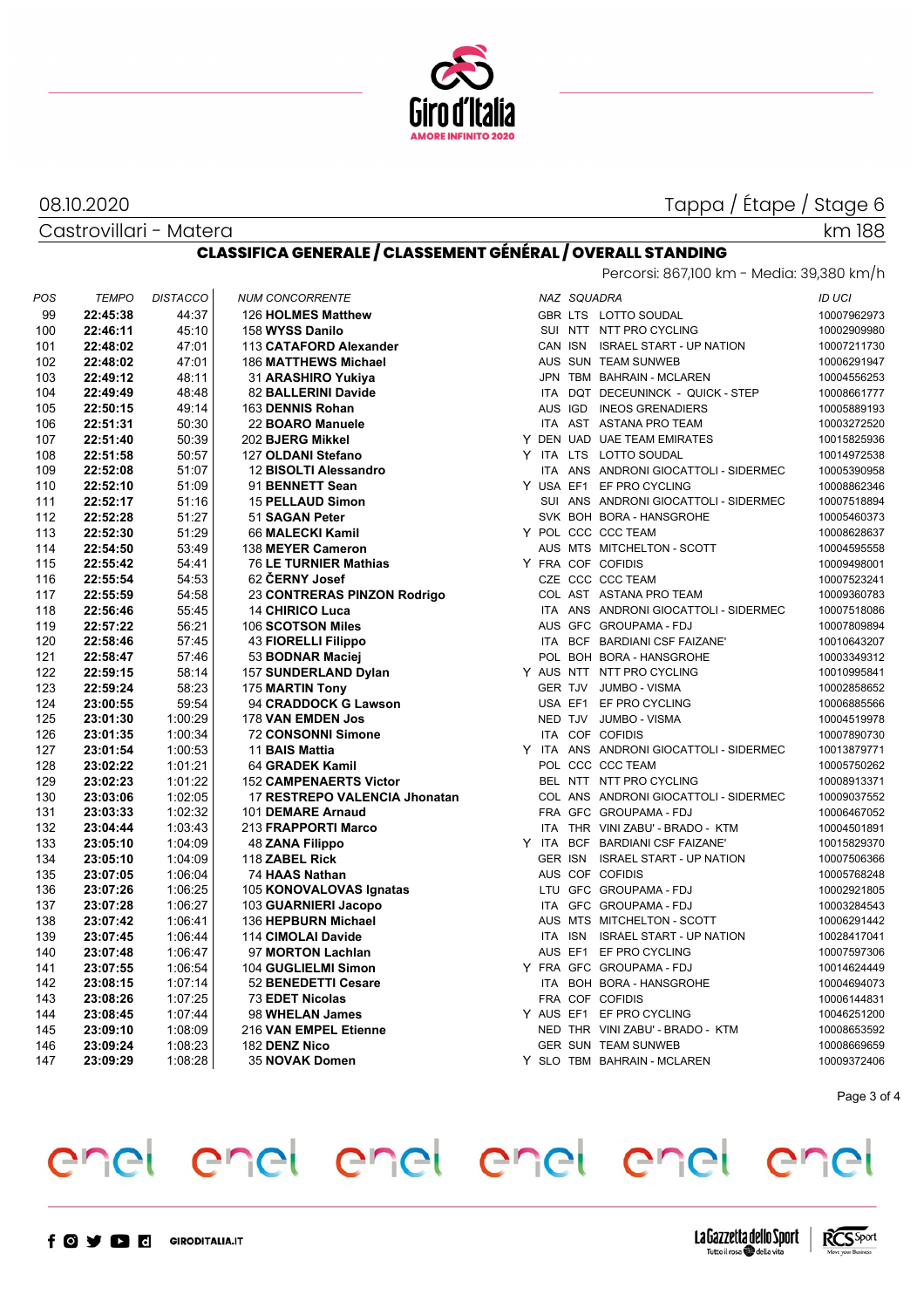08.10.2020

Tappa / Étape / Stage 6

Castrovillari - Matera

km 188

## CLASSIFICA GENERALE / CLASSEMENT GÉNÉRAL / OVERALL STANDING

Percorsi: 867,100 km - Media: 39,380 km/h

| POS | TEMPO | DISTACCO | NUM CONCORRENTE | | NAZ | SQUADRA | | ID UCI |
|---|---|---|---|---|---|---|---|---|
| 99 | **22:45:38** | 44:37 | 126 **HOLMES Matthew** | | GBR | LTS | LOTTO SOUDAL | 10007962973 |
| 100 | **22:46:11** | 45:10 | 158 **WYSS Danilo** | | SUI | NTT | NTT PRO CYCLING | 10002909980 |
| 101 | **22:48:02** | 47:01 | 113 **CATAFORD Alexander** | | CAN | ISN | ISRAEL START - UP NATION | 10007211730 |
| 102 | **22:48:02** | 47:01 | 186 **MATTHEWS Michael** | | AUS | SUN | TEAM SUNWEB | 10006291947 |
| 103 | **22:49:12** | 48:11 | 31 **ARASHIRO Yukiya** | | JPN | TBM | BAHRAIN - MCLAREN | 10004556253 |
| 104 | **22:49:49** | 48:48 | 82 **BALLERINI Davide** | | ITA | DQT | DECEUNINCK - QUICK - STEP | 10008661777 |
| 105 | **22:50:15** | 49:14 | 163 **DENNIS Rohan** | | AUS | IGD | INEOS GRENADIERS | 10005889193 |
| 106 | **22:51:31** | 50:30 | 22 **BOARO Manuele** | | ITA | AST | ASTANA PRO TEAM | 10003272520 |
| 107 | **22:51:40** | 50:39 | 202 **BJERG Mikkel** | Y | DEN | UAD | UAE TEAM EMIRATES | 10015825936 |
| 108 | **22:51:58** | 50:57 | 127 **OLDANI Stefano** | Y | ITA | LTS | LOTTO SOUDAL | 10014972538 |
| 109 | **22:52:08** | 51:07 | 12 **BISOLTI Alessandro** | | ITA | ANS | ANDRONI GIOCATTOLI - SIDERMEC | 10005390958 |
| 110 | **22:52:10** | 51:09 | 91 **BENNETT Sean** | Y | USA | EF1 | EF PRO CYCLING | 10008862346 |
| 111 | **22:52:17** | 51:16 | 15 **PELLAUD Simon** | | SUI | ANS | ANDRONI GIOCATTOLI - SIDERMEC | 10007518894 |
| 112 | **22:52:28** | 51:27 | 51 **SAGAN Peter** | | SVK | BOH | BORA - HANSGROHE | 10005460373 |
| 113 | **22:52:30** | 51:29 | 66 **MALECKI Kamil** | Y | POL | CCC | CCC TEAM | 10008628637 |
| 114 | **22:54:50** | 53:49 | 138 **MEYER Cameron** | | AUS | MTS | MITCHELTON - SCOTT | 10004595558 |
| 115 | **22:55:42** | 54:41 | 76 **LE TURNIER Mathias** | Y | FRA | COF | COFIDIS | 10009498001 |
| 116 | **22:55:54** | 54:53 | 62 **ČERNY Josef** | | CZE | CCC | CCC TEAM | 10007523241 |
| 117 | **22:55:59** | 54:58 | 23 **CONTRERAS PINZON Rodrigo** | | COL | AST | ASTANA PRO TEAM | 10009360783 |
| 118 | **22:56:46** | 55:45 | 14 **CHIRICO Luca** | | ITA | ANS | ANDRONI GIOCATTOLI - SIDERMEC | 10007518086 |
| 119 | **22:57:22** | 56:21 | 106 **SCOTSON Miles** | | AUS | GFC | GROUPAMA - FDJ | 10007809894 |
| 120 | **22:58:46** | 57:45 | 43 **FIORELLI Filippo** | | ITA | BCF | BARDIANI CSF FAIZANE' | 10010643207 |
| 121 | **22:58:47** | 57:46 | 53 **BODNAR Maciej** | | POL | BOH | BORA - HANSGROHE | 10003349312 |
| 122 | **22:59:15** | 58:14 | 157 **SUNDERLAND Dylan** | Y | AUS | NTT | NTT PRO CYCLING | 10010995841 |
| 123 | **22:59:24** | 58:23 | 175 **MARTIN Tony** | | GER | TJV | JUMBO - VISMA | 10002858652 |
| 124 | **23:00:55** | 59:54 | 94 **CRADDOCK G Lawson** | | USA | EF1 | EF PRO CYCLING | 10006885566 |
| 125 | **23:01:30** | 1:00:29 | 178 **VAN EMDEN Jos** | | NED | TJV | JUMBO - VISMA | 10004519978 |
| 126 | **23:01:35** | 1:00:34 | 72 **CONSONNI Simone** | | ITA | COF | COFIDIS | 10007890730 |
| 127 | **23:01:54** | 1:00:53 | 11 **BAIS Mattia** | Y | ITA | ANS | ANDRONI GIOCATTOLI - SIDERMEC | 10013879771 |
| 128 | **23:02:22** | 1:01:21 | 64 **GRADEK Kamil** | | POL | CCC | CCC TEAM | 10005750262 |
| 129 | **23:02:23** | 1:01:22 | 152 **CAMPENAERTS Victor** | | BEL | NTT | NTT PRO CYCLING | 10008913371 |
| 130 | **23:03:06** | 1:02:05 | 17 **RESTREPO VALENCIA Jhonatan** | | COL | ANS | ANDRONI GIOCATTOLI - SIDERMEC | 10009037552 |
| 131 | **23:03:33** | 1:02:32 | 101 **DEMARE Arnaud** | | FRA | GFC | GROUPAMA - FDJ | 10006467052 |
| 132 | **23:04:44** | 1:03:43 | 213 **FRAPPORTI Marco** | | ITA | THR | VINI ZABU' - BRADO - KTM | 10004501891 |
| 133 | **23:05:10** | 1:04:09 | 48 **ZANA Filippo** | Y | ITA | BCF | BARDIANI CSF FAIZANE' | 10015829370 |
| 134 | **23:05:10** | 1:04:09 | 118 **ZABEL Rick** | | GER | ISN | ISRAEL START - UP NATION | 10007506366 |
| 135 | **23:07:05** | 1:06:04 | 74 **HAAS Nathan** | | AUS | COF | COFIDIS | 10005768248 |
| 136 | **23:07:26** | 1:06:25 | 105 **KONOVALOVAS Ignatas** | | LTU | GFC | GROUPAMA - FDJ | 10002921805 |
| 137 | **23:07:28** | 1:06:27 | 103 **GUARNIERI Jacopo** | | ITA | GFC | GROUPAMA - FDJ | 10003284543 |
| 138 | **23:07:42** | 1:06:41 | 136 **HEPBURN Michael** | | AUS | MTS | MITCHELTON - SCOTT | 10006291442 |
| 139 | **23:07:45** | 1:06:44 | 114 **CIMOLAI Davide** | | ITA | ISN | ISRAEL START - UP NATION | 10028417041 |
| 140 | **23:07:48** | 1:06:47 | 97 **MORTON Lachlan** | | AUS | EF1 | EF PRO CYCLING | 10007597306 |
| 141 | **23:07:55** | 1:06:54 | 104 **GUGLIELMI Simon** | Y | FRA | GFC | GROUPAMA - FDJ | 10014624449 |
| 142 | **23:08:15** | 1:07:14 | 52 **BENEDETTI Cesare** | | ITA | BOH | BORA - HANSGROHE | 10004694073 |
| 143 | **23:08:26** | 1:07:25 | 73 **EDET Nicolas** | | FRA | COF | COFIDIS | 10006144831 |
| 144 | **23:08:45** | 1:07:44 | 98 **WHELAN James** | Y | AUS | EF1 | EF PRO CYCLING | 10046251200 |
| 145 | **23:09:10** | 1:08:09 | 216 **VAN EMPEL Etienne** | | NED | THR | VINI ZABU' - BRADO - KTM | 10008653596 |
| 146 | **23:09:24** | 1:08:23 | 182 **DENZ Nico** | | GER | SUN | TEAM SUNWEB | 10008669659 |
| 147 | **23:09:29** | 1:08:28 | 35 **NOVAK Domen** | Y | SLO | TBM | BAHRAIN - MCLAREN | 10009372406 |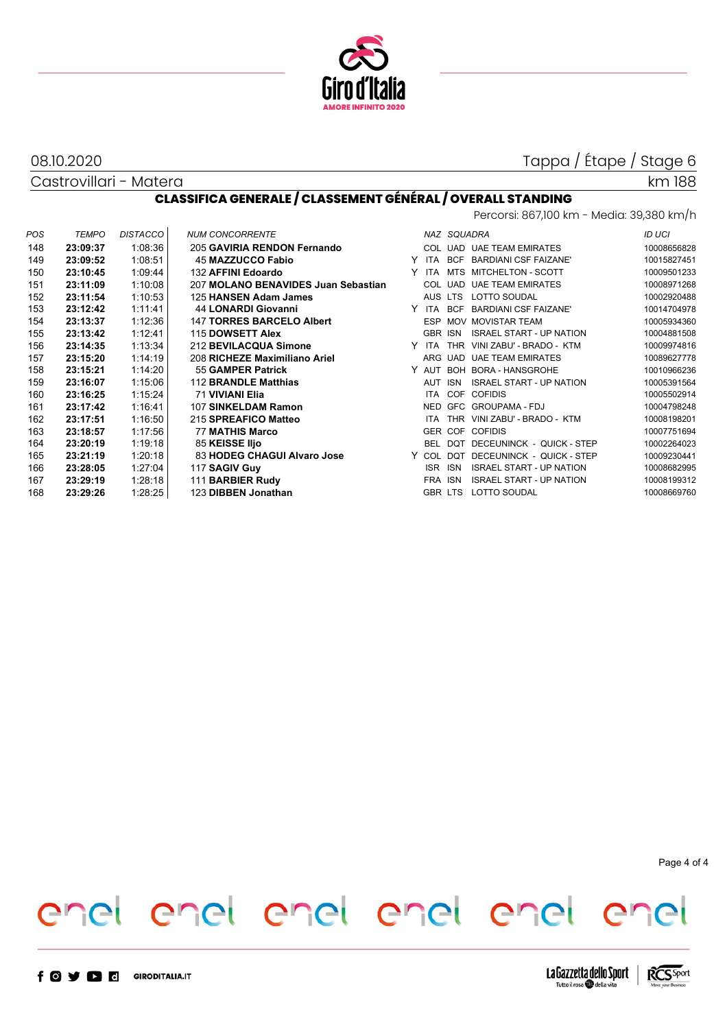08.10.2020

Tappa / Étape / Stage 6

Castrovillari - Matera

km 188

## CLASSIFICA GENERALE / CLASSEMENT GÉNÉRAL / OVERALL STANDING

Percorsi: 867,100 km - Media: 39,380 km/h

| POS | TEMPO | DISTACCO | NUM CONCORRENTE | | NAZ | SQUADRA | | ID UCI |
|---|---|---|---|---|---|---|---|---|
| 148 | **23:09:37** | 1:08:36 | 205 **GAVIRIA RENDON Fernando** | | COL | UAD | UAE TEAM EMIRATES | 10008656828 |
| 149 | **23:09:52** | 1:08:51 | 45 **MAZZUCCO Fabio** | Y | ITA | BCF | BARDIANI CSF FAIZANE' | 10015827451 |
| 150 | **23:10:45** | 1:09:44 | 132 **AFFINI Edoardo** | Y | ITA | MTS | MITCHELTON - SCOTT | 10009501233 |
| 151 | **23:11:09** | 1:10:08 | 207 **MOLANO BENAVIDES Juan Sebastian** | | COL | UAD | UAE TEAM EMIRATES | 10008971268 |
| 152 | **23:11:54** | 1:10:53 | 125 **HANSEN Adam James** | | AUS | LTS | LOTTO SOUDAL | 10002920488 |
| 153 | **23:12:42** | 1:11:41 | 44 **LONARDI Giovanni** | Y | ITA | BCF | BARDIANI CSF FAIZANE' | 10014704978 |
| 154 | **23:13:37** | 1:12:36 | 147 **TORRES BARCELO Albert** | | ESP | MOV | MOVISTAR TEAM | 10005934360 |
| 155 | **23:13:42** | 1:12:41 | 115 **DOWSETT Alex** | | GBR | ISN | ISRAEL START - UP NATION | 10004881508 |
| 156 | **23:14:35** | 1:13:34 | 212 **BEVILACQUA Simone** | Y | ITA | THR | VINI ZABU' - BRADO - KTM | 10009974816 |
| 157 | **23:15:20** | 1:14:19 | 208 **RICHEZE Maximiliano Ariel** | | ARG | UAD | UAE TEAM EMIRATES | 10089627778 |
| 158 | **23:15:21** | 1:14:20 | 55 **GAMPER Patrick** | Y | AUT | BOH | BORA - HANSGROHE | 10010966236 |
| 159 | **23:16:07** | 1:15:06 | 112 **BRANDLE Matthias** | | AUT | ISN | ISRAEL START - UP NATION | 10005391564 |
| 160 | **23:16:25** | 1:15:24 | 71 **VIVIANI Elia** | | ITA | COF | COFIDIS | 10005502914 |
| 161 | **23:17:42** | 1:16:41 | 107 **SINKELDAM Ramon** | | NED | GFC | GROUPAMA - FDJ | 10004798248 |
| 162 | **23:17:51** | 1:16:50 | 215 **SPREAFICO Matteo** | | ITA | THR | VINI ZABU' - BRADO - KTM | 10008198201 |
| 163 | **23:18:57** | 1:17:56 | 77 **MATHIS Marco** | | GER | COF | COFIDIS | 10007751694 |
| 164 | **23:20:19** | 1:19:18 | 85 **KEISSE Iljo** | | BEL | DQT | DECEUNINCK - QUICK - STEP | 10002264023 |
| 165 | **23:21:19** | 1:20:18 | 83 **HODEG CHAGUI Alvaro Jose** | Y | COL | DQT | DECEUNINCK - QUICK - STEP | 10009230441 |
| 166 | **23:28:05** | 1:27:04 | 117 **SAGIV Guy** | | ISR | ISN | ISRAEL START - UP NATION | 10008682995 |
| 167 | **23:29:19** | 1:28:18 | 111 **BARBIER Rudy** | | FRA | ISN | ISRAEL START - UP NATION | 10008199312 |
| 168 | **23:29:26** | 1:28:25 | 123 **DIBBEN Jonathan** | | GBR | LTS | LOTTO SOUDAL | 10008669760 |

GIRODITALIA.IT